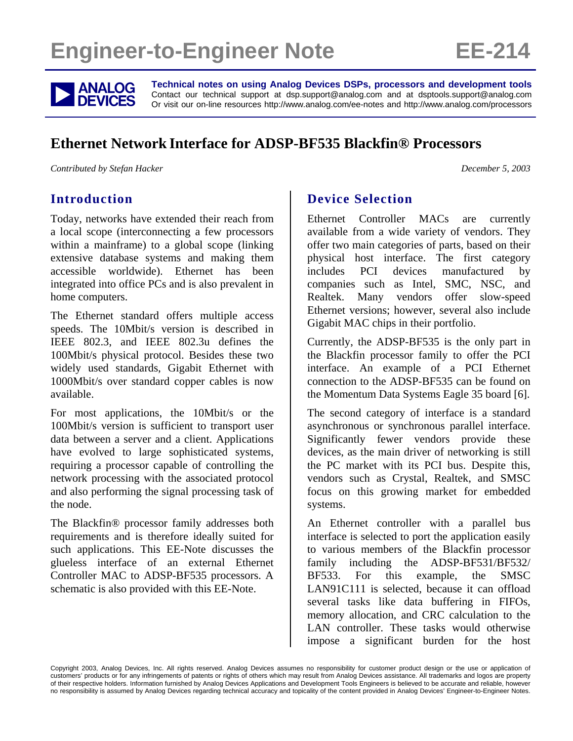# Engineer-to-Engineer Note EE-214

**Technical notes on using Analog Devices DSPs, processors and development tools**
Contact our technical support at dsp.support@analog.com and at dsptools.support@analog.com
Or visit our on-line resources http://www.analog.com/ee-notes and http://www.analog.com/processors

## Ethernet Network Interface for ADSP-BF535 Blackfin® Processors

*Contributed by Stefan Hacker* *December 5, 2003*

### Introduction

Today, networks have extended their reach from a local scope (interconnecting a few processors within a mainframe) to a global scope (linking extensive database systems and making them accessible worldwide). Ethernet has been integrated into office PCs and is also prevalent in home computers.

The Ethernet standard offers multiple access speeds. The 10Mbit/s version is described in IEEE 802.3, and IEEE 802.3u defines the 100Mbit/s physical protocol. Besides these two widely used standards, Gigabit Ethernet with 1000Mbit/s over standard copper cables is now available.

For most applications, the 10Mbit/s or the 100Mbit/s version is sufficient to transport user data between a server and a client. Applications have evolved to large sophisticated systems, requiring a processor capable of controlling the network processing with the associated protocol and also performing the signal processing task of the node.

The Blackfin® processor family addresses both requirements and is therefore ideally suited for such applications. This EE-Note discusses the glueless interface of an external Ethernet Controller MAC to ADSP-BF535 processors. A schematic is also provided with this EE-Note.

### Device Selection

Ethernet Controller MACs are currently available from a wide variety of vendors. They offer two main categories of parts, based on their physical host interface. The first category includes PCI devices manufactured by companies such as Intel, SMC, NSC, and Realtek. Many vendors offer slow-speed Ethernet versions; however, several also include Gigabit MAC chips in their portfolio.

Currently, the ADSP-BF535 is the only part in the Blackfin processor family to offer the PCI interface. An example of a PCI Ethernet connection to the ADSP-BF535 can be found on the Momentum Data Systems Eagle 35 board [6].

The second category of interface is a standard asynchronous or synchronous parallel interface. Significantly fewer vendors provide these devices, as the main driver of networking is still the PC market with its PCI bus. Despite this, vendors such as Crystal, Realtek, and SMSC focus on this growing market for embedded systems.

An Ethernet controller with a parallel bus interface is selected to port the application easily to various members of the Blackfin processor family including the ADSP-BF531/BF532/BF533. For this example, the SMSC LAN91C111 is selected, because it can offload several tasks like data buffering in FIFOs, memory allocation, and CRC calculation to the LAN controller. These tasks would otherwise impose a significant burden for the host

Copyright 2003, Analog Devices, Inc. All rights reserved. Analog Devices assumes no responsibility for customer product design or the use or application of customers' products or for any infringements of patents or rights of others which may result from Analog Devices assistance. All trademarks and logos are property of their respective holders. Information furnished by Analog Devices Applications and Development Tools Engineers is believed to be accurate and reliable, however no responsibility is assumed by Analog Devices regarding technical accuracy and topicality of the content provided in Analog Devices' Engineer-to-Engineer Notes.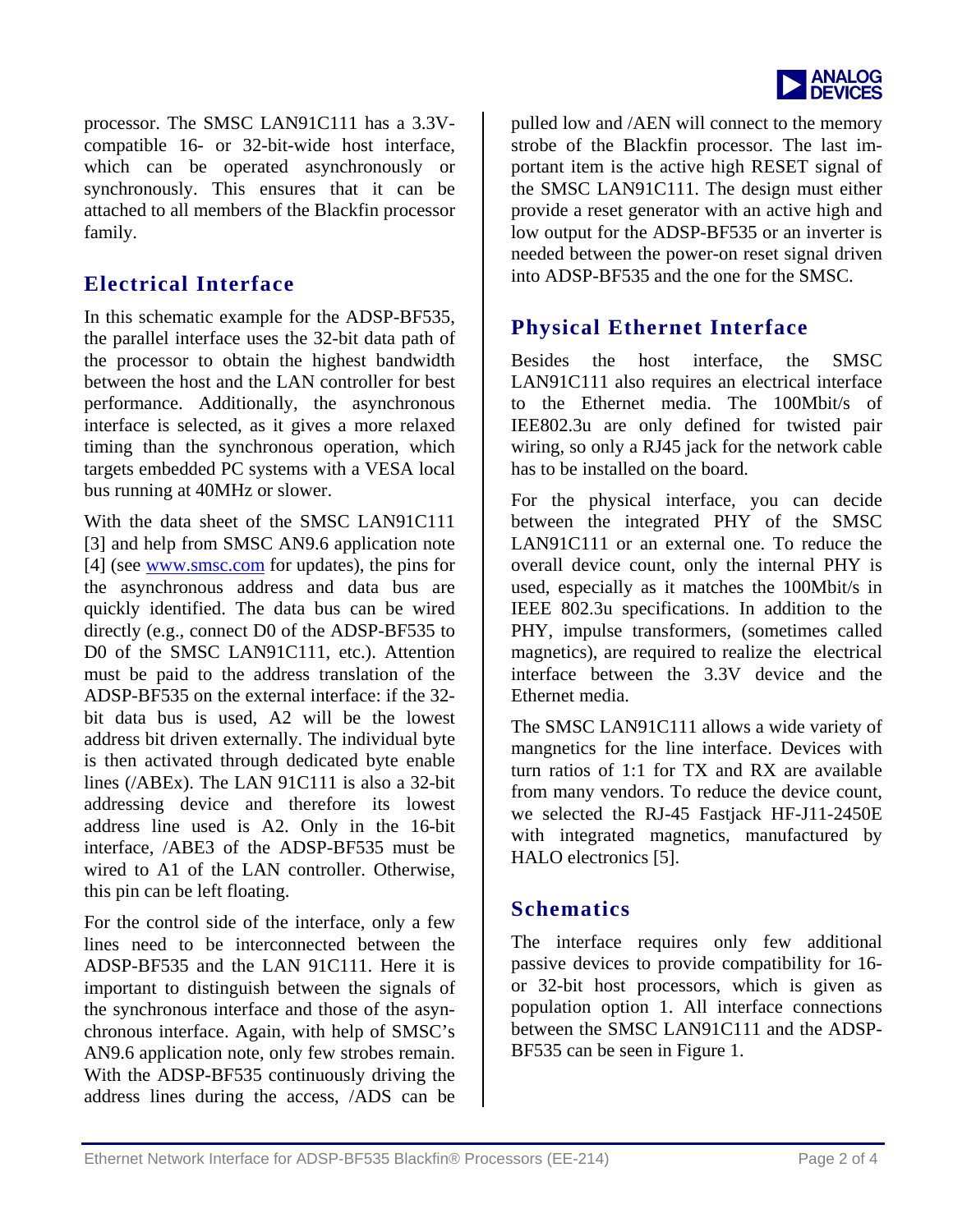processor. The SMSC LAN91C111 has a 3.3V-compatible 16- or 32-bit-wide host interface, which can be operated asynchronously or synchronously. This ensures that it can be attached to all members of the Blackfin processor family.

## Electrical Interface

In this schematic example for the ADSP-BF535, the parallel interface uses the 32-bit data path of the processor to obtain the highest bandwidth between the host and the LAN controller for best performance. Additionally, the asynchronous interface is selected, as it gives a more relaxed timing than the synchronous operation, which targets embedded PC systems with a VESA local bus running at 40MHz or slower.

With the data sheet of the SMSC LAN91C111 [3] and help from SMSC AN9.6 application note [4] (see www.smsc.com for updates), the pins for the asynchronous address and data bus are quickly identified. The data bus can be wired directly (e.g., connect D0 of the ADSP-BF535 to D0 of the SMSC LAN91C111, etc.). Attention must be paid to the address translation of the ADSP-BF535 on the external interface: if the 32-bit data bus is used, A2 will be the lowest address bit driven externally. The individual byte is then activated through dedicated byte enable lines (/ABEx). The LAN 91C111 is also a 32-bit addressing device and therefore its lowest address line used is A2. Only in the 16-bit interface, /ABE3 of the ADSP-BF535 must be wired to A1 of the LAN controller. Otherwise, this pin can be left floating.

For the control side of the interface, only a few lines need to be interconnected between the ADSP-BF535 and the LAN 91C111. Here it is important to distinguish between the signals of the synchronous interface and those of the asynchronous interface. Again, with help of SMSC's AN9.6 application note, only few strobes remain. With the ADSP-BF535 continuously driving the address lines during the access, /ADS can be pulled low and /AEN will connect to the memory strobe of the Blackfin processor. The last important item is the active high RESET signal of the SMSC LAN91C111. The design must either provide a reset generator with an active high and low output for the ADSP-BF535 or an inverter is needed between the power-on reset signal driven into ADSP-BF535 and the one for the SMSC.

## Physical Ethernet Interface

Besides the host interface, the SMSC LAN91C111 also requires an electrical interface to the Ethernet media. The 100Mbit/s of IEE802.3u are only defined for twisted pair wiring, so only a RJ45 jack for the network cable has to be installed on the board.

For the physical interface, you can decide between the integrated PHY of the SMSC LAN91C111 or an external one. To reduce the overall device count, only the internal PHY is used, especially as it matches the 100Mbit/s in IEEE 802.3u specifications. In addition to the PHY, impulse transformers, (sometimes called magnetics), are required to realize the electrical interface between the 3.3V device and the Ethernet media.

The SMSC LAN91C111 allows a wide variety of mangnetics for the line interface. Devices with turn ratios of 1:1 for TX and RX are available from many vendors. To reduce the device count, we selected the RJ-45 Fastjack HF-J11-2450E with integrated magnetics, manufactured by HALO electronics [5].

## Schematics

The interface requires only few additional passive devices to provide compatibility for 16- or 32-bit host processors, which is given as population option 1. All interface connections between the SMSC LAN91C111 and the ADSP-BF535 can be seen in Figure 1.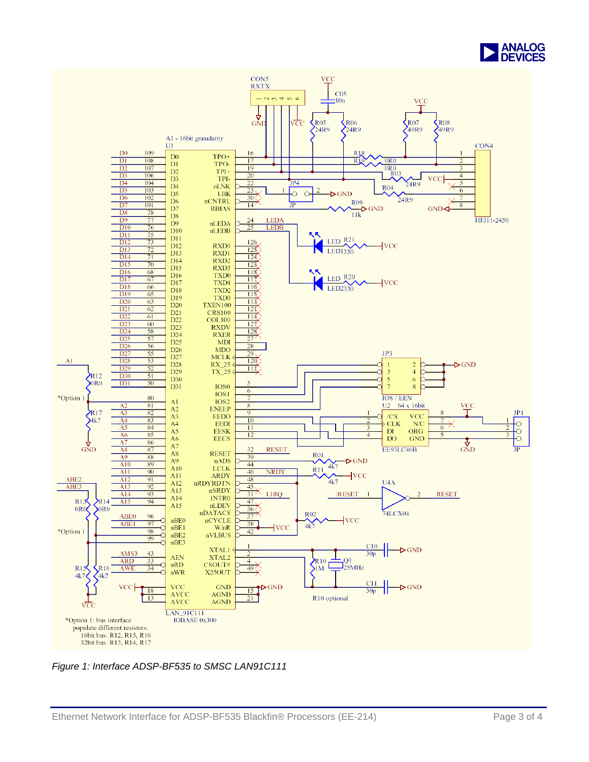*Figure 1: Interface ADSP-BF535 to SMSC LAN91C111*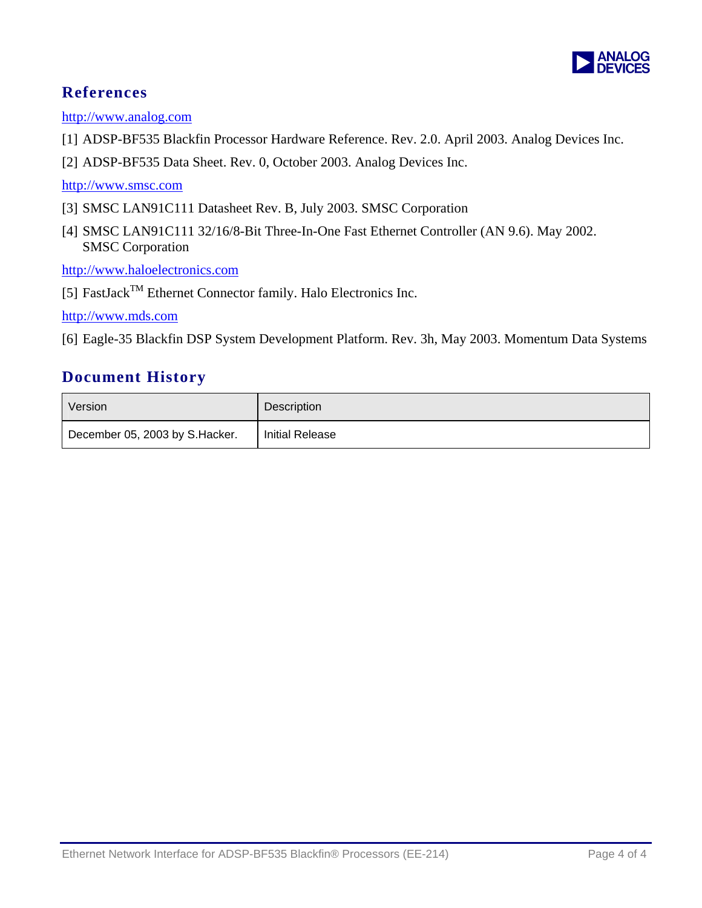## References

http://www.analog.com

[1] ADSP-BF535 Blackfin Processor Hardware Reference. Rev. 2.0. April 2003. Analog Devices Inc.

[2] ADSP-BF535 Data Sheet. Rev. 0, October 2003. Analog Devices Inc.

http://www.smsc.com

[3] SMSC LAN91C111 Datasheet Rev. B, July 2003. SMSC Corporation

[4] SMSC LAN91C111 32/16/8-Bit Three-In-One Fast Ethernet Controller (AN 9.6). May 2002. SMSC Corporation

http://www.haloelectronics.com

[5] FastJack™ Ethernet Connector family. Halo Electronics Inc.

http://www.mds.com

[6] Eagle-35 Blackfin DSP System Development Platform. Rev. 3h, May 2003. Momentum Data Systems

## Document History

| Version | Description |
| --- | --- |
| December 05, 2003 by S.Hacker. | Initial Release |